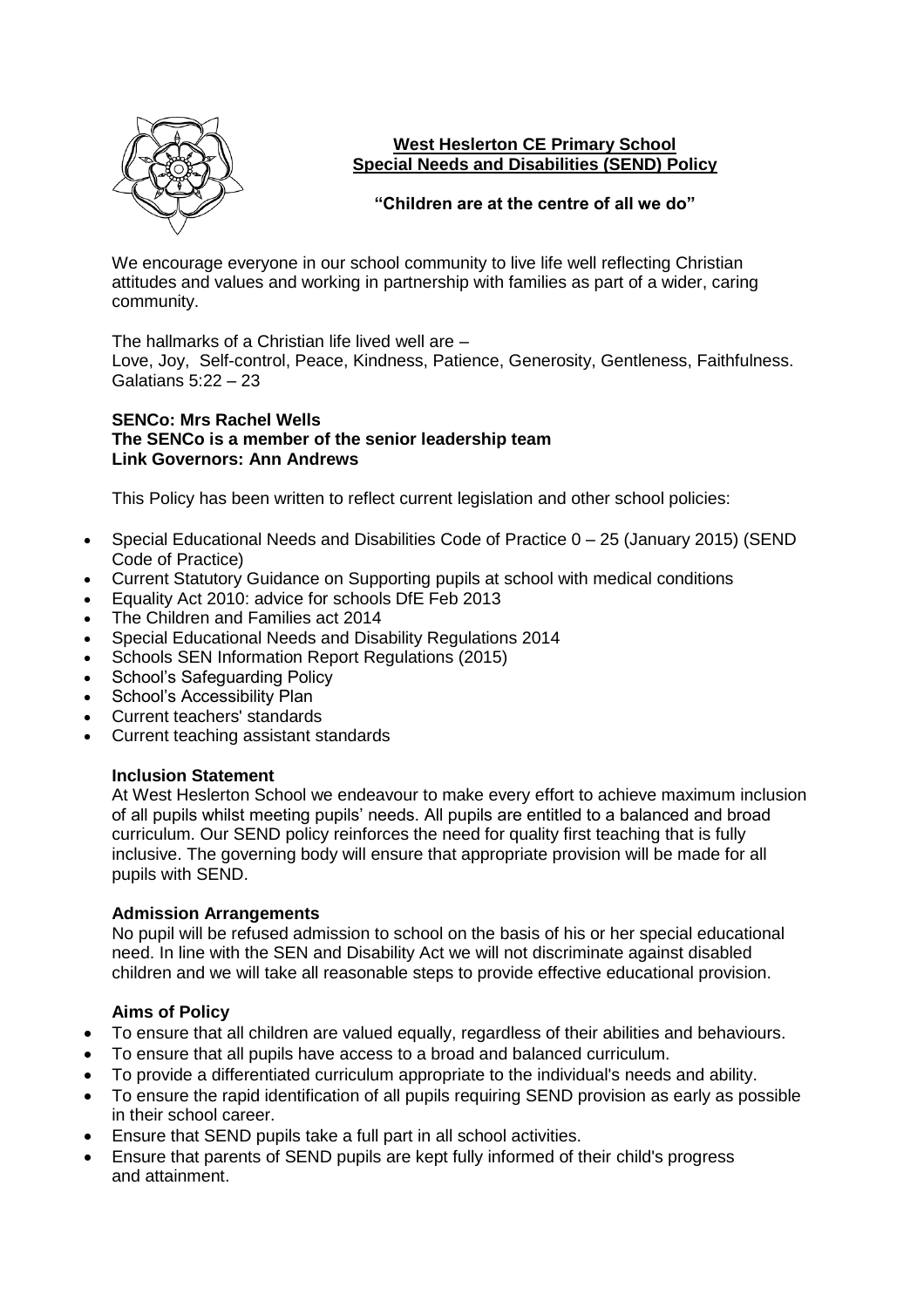# West Heslerton CE Primary School
## Special Needs and Disabilities (SEND) Policy

**"Children are at the centre of all we do"**

We encourage everyone in our school community to live life well reflecting Christian attitudes and values and working in partnership with families as part of a wider, caring community.

The hallmarks of a Christian life lived well are –
Love, Joy, Self-control, Peace, Kindness, Patience, Generosity, Gentleness, Faithfulness.
Galatians 5:22 – 23

**SENCo: Mrs Rachel Wells**
**The SENCo is a member of the senior leadership team**
**Link Governors: Ann Andrews**

This Policy has been written to reflect current legislation and other school policies:

- Special Educational Needs and Disabilities Code of Practice 0 – 25 (January 2015) (SEND Code of Practice)
- Current Statutory Guidance on Supporting pupils at school with medical conditions
- Equality Act 2010: advice for schools DfE Feb 2013
- The Children and Families act 2014
- Special Educational Needs and Disability Regulations 2014
- Schools SEN Information Report Regulations (2015)
- School's Safeguarding Policy
- School's Accessibility Plan
- Current teachers' standards
- Current teaching assistant standards

### Inclusion Statement

At West Heslerton School we endeavour to make every effort to achieve maximum inclusion of all pupils whilst meeting pupils' needs. All pupils are entitled to a balanced and broad curriculum. Our SEND policy reinforces the need for quality first teaching that is fully inclusive. The governing body will ensure that appropriate provision will be made for all pupils with SEND.

### Admission Arrangements

No pupil will be refused admission to school on the basis of his or her special educational need. In line with the SEN and Disability Act we will not discriminate against disabled children and we will take all reasonable steps to provide effective educational provision.

### Aims of Policy

- To ensure that all children are valued equally, regardless of their abilities and behaviours.
- To ensure that all pupils have access to a broad and balanced curriculum.
- To provide a differentiated curriculum appropriate to the individual's needs and ability.
- To ensure the rapid identification of all pupils requiring SEND provision as early as possible in their school career.
- Ensure that SEND pupils take a full part in all school activities.
- Ensure that parents of SEND pupils are kept fully informed of their child's progress and attainment.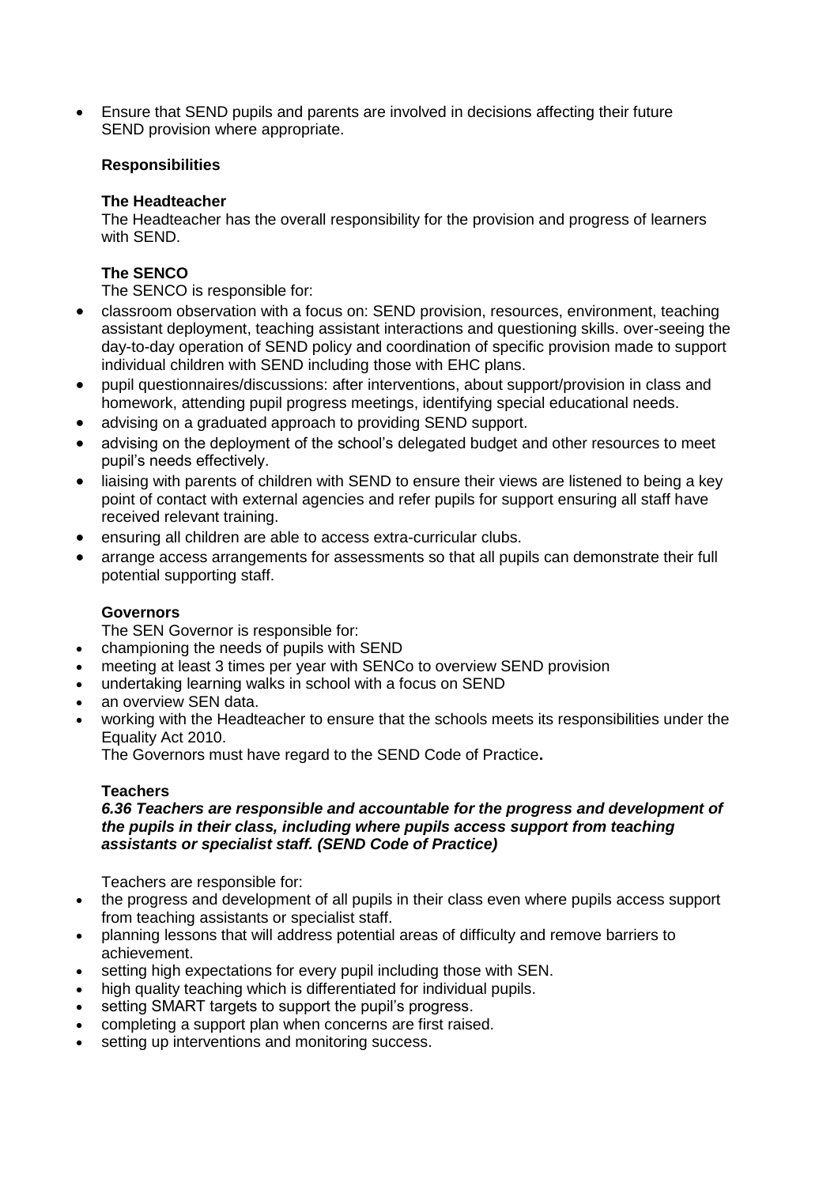- Ensure that SEND pupils and parents are involved in decisions affecting their future SEND provision where appropriate.

**Responsibilities**

**The Headteacher**

The Headteacher has the overall responsibility for the provision and progress of learners with SEND.

**The SENCO**

The SENCO is responsible for:

- classroom observation with a focus on: SEND provision, resources, environment, teaching assistant deployment, teaching assistant interactions and questioning skills. over-seeing the day-to-day operation of SEND policy and coordination of specific provision made to support individual children with SEND including those with EHC plans.
- pupil questionnaires/discussions: after interventions, about support/provision in class and homework, attending pupil progress meetings, identifying special educational needs.
- advising on a graduated approach to providing SEND support.
- advising on the deployment of the school's delegated budget and other resources to meet pupil's needs effectively.
- liaising with parents of children with SEND to ensure their views are listened to being a key point of contact with external agencies and refer pupils for support ensuring all staff have received relevant training.
- ensuring all children are able to access extra-curricular clubs.
- arrange access arrangements for assessments so that all pupils can demonstrate their full potential supporting staff.

**Governors**

The SEN Governor is responsible for:

- championing the needs of pupils with SEND
- meeting at least 3 times per year with SENCo to overview SEND provision
- undertaking learning walks in school with a focus on SEND
- an overview SEN data.
- working with the Headteacher to ensure that the schools meets its responsibilities under the Equality Act 2010.

The Governors must have regard to the SEND Code of Practice**.**

**Teachers**

***6.36 Teachers are responsible and accountable for the progress and development of the pupils in their class, including where pupils access support from teaching assistants or specialist staff. (SEND Code of Practice)***

Teachers are responsible for:

- the progress and development of all pupils in their class even where pupils access support from teaching assistants or specialist staff.
- planning lessons that will address potential areas of difficulty and remove barriers to achievement.
- setting high expectations for every pupil including those with SEN.
- high quality teaching which is differentiated for individual pupils.
- setting SMART targets to support the pupil's progress.
- completing a support plan when concerns are first raised.
- setting up interventions and monitoring success.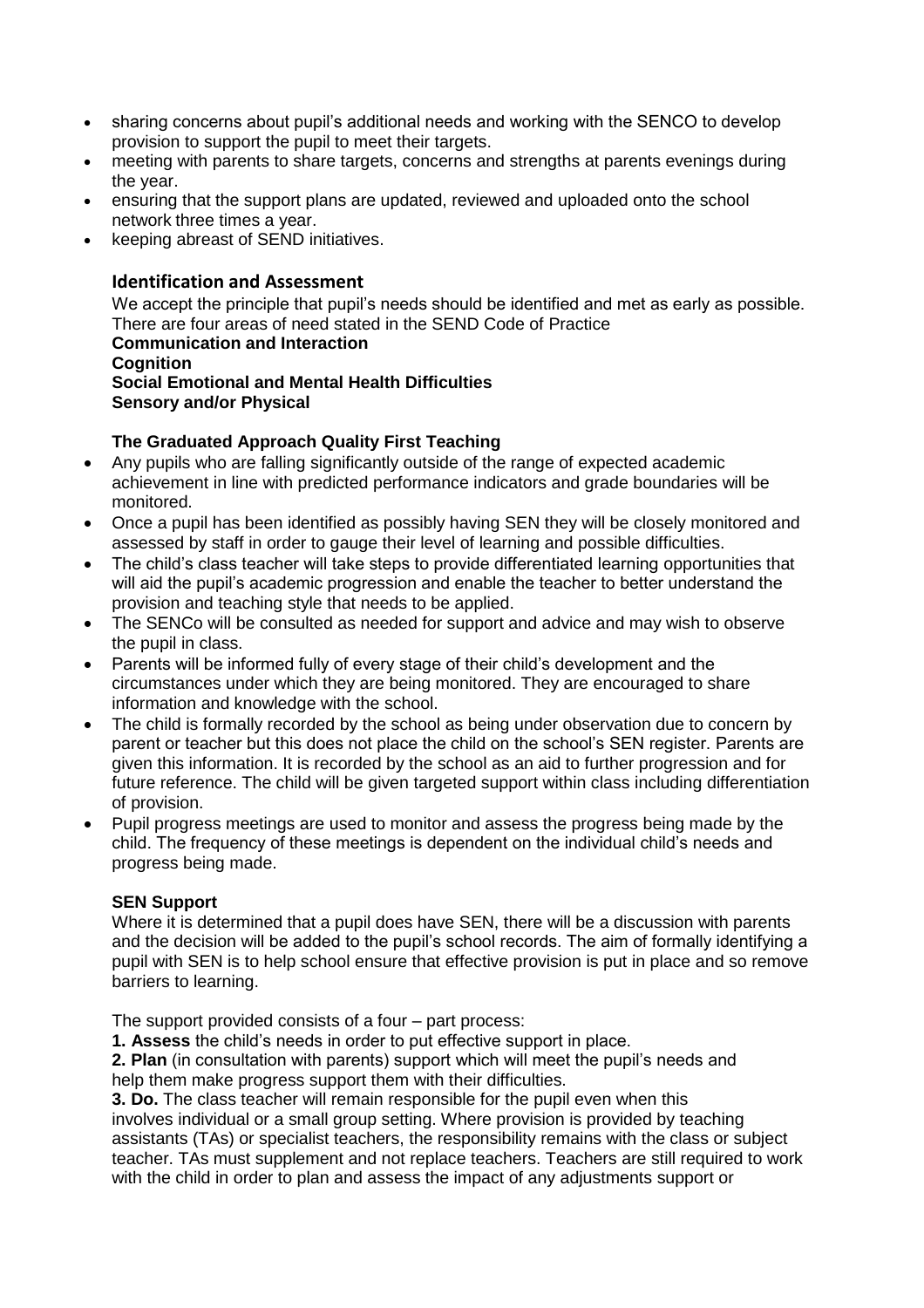- sharing concerns about pupil's additional needs and working with the SENCO to develop provision to support the pupil to meet their targets.
- meeting with parents to share targets, concerns and strengths at parents evenings during the year.
- ensuring that the support plans are updated, reviewed and uploaded onto the school network three times a year.
- keeping abreast of SEND initiatives.

## Identification and Assessment

We accept the principle that pupil's needs should be identified and met as early as possible. There are four areas of need stated in the SEND Code of Practice

**Communication and Interaction**
**Cognition**
**Social Emotional and Mental Health Difficulties**
**Sensory and/or Physical**

### The Graduated Approach Quality First Teaching

- Any pupils who are falling significantly outside of the range of expected academic achievement in line with predicted performance indicators and grade boundaries will be monitored.
- Once a pupil has been identified as possibly having SEN they will be closely monitored and assessed by staff in order to gauge their level of learning and possible difficulties.
- The child's class teacher will take steps to provide differentiated learning opportunities that will aid the pupil's academic progression and enable the teacher to better understand the provision and teaching style that needs to be applied.
- The SENCo will be consulted as needed for support and advice and may wish to observe the pupil in class.
- Parents will be informed fully of every stage of their child's development and the circumstances under which they are being monitored. They are encouraged to share information and knowledge with the school.
- The child is formally recorded by the school as being under observation due to concern by parent or teacher but this does not place the child on the school's SEN register. Parents are given this information. It is recorded by the school as an aid to further progression and for future reference. The child will be given targeted support within class including differentiation of provision.
- Pupil progress meetings are used to monitor and assess the progress being made by the child. The frequency of these meetings is dependent on the individual child's needs and progress being made.

### SEN Support

Where it is determined that a pupil does have SEN, there will be a discussion with parents and the decision will be added to the pupil's school records. The aim of formally identifying a pupil with SEN is to help school ensure that effective provision is put in place and so remove barriers to learning.

The support provided consists of a four – part process:

**1. Assess** the child's needs in order to put effective support in place.

**2. Plan** (in consultation with parents) support which will meet the pupil's needs and help them make progress support them with their difficulties.

**3. Do.** The class teacher will remain responsible for the pupil even when this involves individual or a small group setting. Where provision is provided by teaching assistants (TAs) or specialist teachers, the responsibility remains with the class or subject teacher. TAs must supplement and not replace teachers. Teachers are still required to work with the child in order to plan and assess the impact of any adjustments support or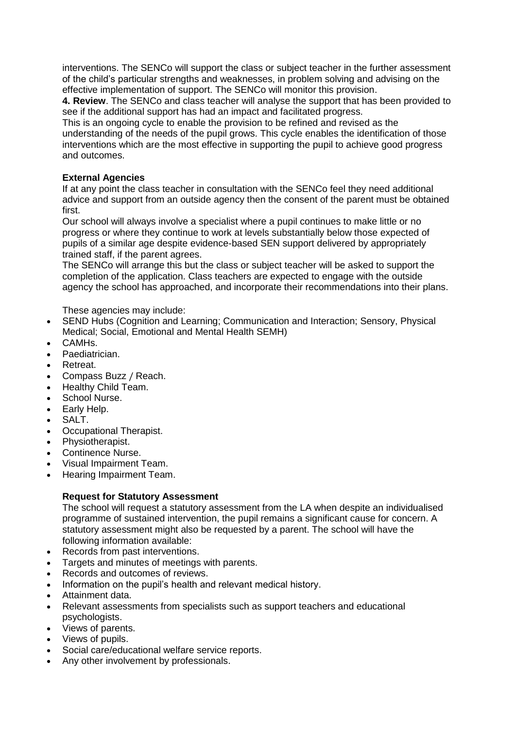interventions. The SENCo will support the class or subject teacher in the further assessment of the child's particular strengths and weaknesses, in problem solving and advising on the effective implementation of support. The SENCo will monitor this provision.

**4. Review**. The SENCo and class teacher will analyse the support that has been provided to see if the additional support has had an impact and facilitated progress.

This is an ongoing cycle to enable the provision to be refined and revised as the understanding of the needs of the pupil grows. This cycle enables the identification of those interventions which are the most effective in supporting the pupil to achieve good progress and outcomes.

**External Agencies**

If at any point the class teacher in consultation with the SENCo feel they need additional advice and support from an outside agency then the consent of the parent must be obtained first.

Our school will always involve a specialist where a pupil continues to make little or no progress or where they continue to work at levels substantially below those expected of pupils of a similar age despite evidence-based SEN support delivered by appropriately trained staff, if the parent agrees.

The SENCo will arrange this but the class or subject teacher will be asked to support the completion of the application. Class teachers are expected to engage with the outside agency the school has approached, and incorporate their recommendations into their plans.

These agencies may include:

- SEND Hubs (Cognition and Learning; Communication and Interaction; Sensory, Physical Medical; Social, Emotional and Mental Health SEMH)
- CAMHs.
- Paediatrician.
- Retreat.
- Compass Buzz / Reach.
- Healthy Child Team.
- School Nurse.
- Early Help.
- SALT.
- Occupational Therapist.
- Physiotherapist.
- Continence Nurse.
- Visual Impairment Team.
- Hearing Impairment Team.

**Request for Statutory Assessment**

The school will request a statutory assessment from the LA when despite an individualised programme of sustained intervention, the pupil remains a significant cause for concern. A statutory assessment might also be requested by a parent. The school will have the following information available:

- Records from past interventions.
- Targets and minutes of meetings with parents.
- Records and outcomes of reviews.
- Information on the pupil's health and relevant medical history.
- Attainment data.
- Relevant assessments from specialists such as support teachers and educational psychologists.
- Views of parents.
- Views of pupils.
- Social care/educational welfare service reports.
- Any other involvement by professionals.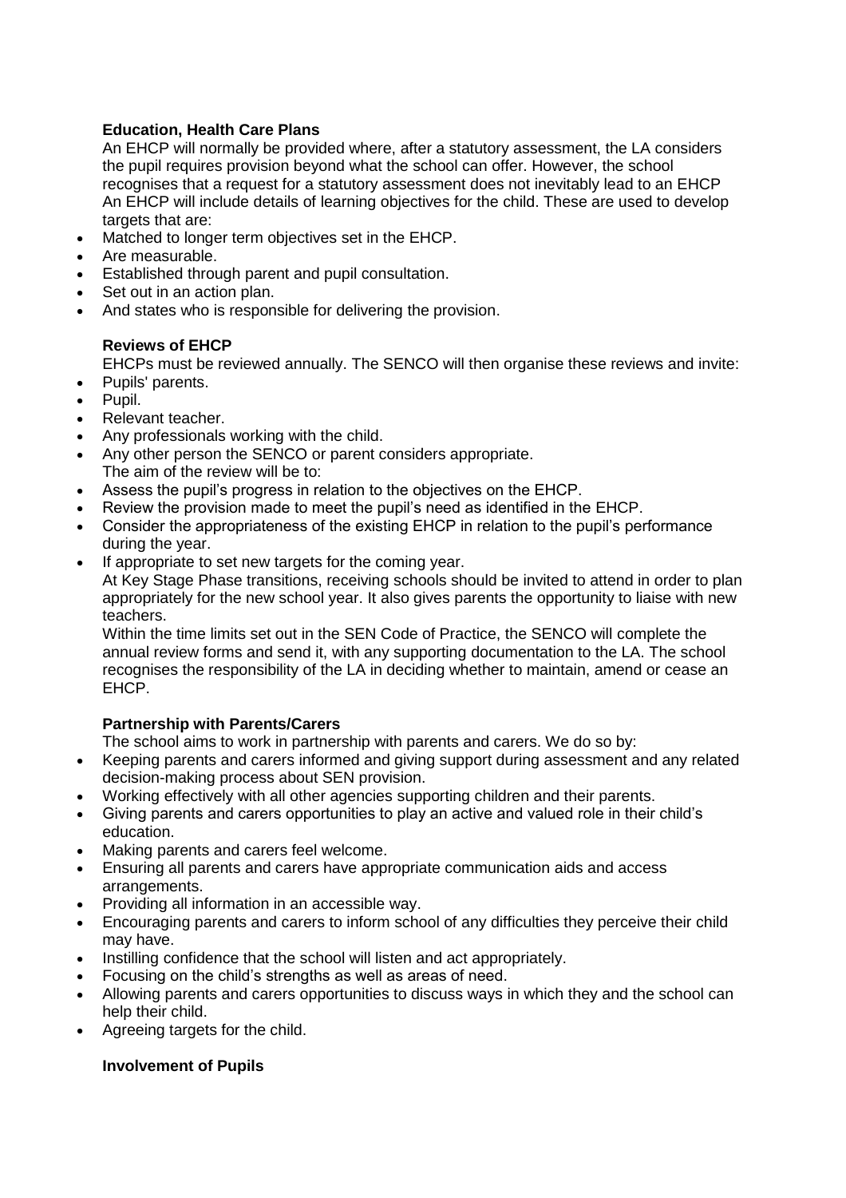**Education, Health Care Plans**

An EHCP will normally be provided where, after a statutory assessment, the LA considers the pupil requires provision beyond what the school can offer. However, the school recognises that a request for a statutory assessment does not inevitably lead to an EHCP An EHCP will include details of learning objectives for the child. These are used to develop targets that are:

- Matched to longer term objectives set in the EHCP.
- Are measurable.
- Established through parent and pupil consultation.
- Set out in an action plan.
- And states who is responsible for delivering the provision.

**Reviews of EHCP**

EHCPs must be reviewed annually. The SENCO will then organise these reviews and invite:

- Pupils' parents.
- Pupil.
- Relevant teacher.
- Any professionals working with the child.
- Any other person the SENCO or parent considers appropriate.

The aim of the review will be to:

- Assess the pupil's progress in relation to the objectives on the EHCP.
- Review the provision made to meet the pupil's need as identified in the EHCP.
- Consider the appropriateness of the existing EHCP in relation to the pupil's performance during the year.
- If appropriate to set new targets for the coming year.

At Key Stage Phase transitions, receiving schools should be invited to attend in order to plan appropriately for the new school year. It also gives parents the opportunity to liaise with new teachers.

Within the time limits set out in the SEN Code of Practice, the SENCO will complete the annual review forms and send it, with any supporting documentation to the LA. The school recognises the responsibility of the LA in deciding whether to maintain, amend or cease an EHCP.

**Partnership with Parents/Carers**

The school aims to work in partnership with parents and carers. We do so by:

- Keeping parents and carers informed and giving support during assessment and any related decision-making process about SEN provision.
- Working effectively with all other agencies supporting children and their parents.
- Giving parents and carers opportunities to play an active and valued role in their child's education.
- Making parents and carers feel welcome.
- Ensuring all parents and carers have appropriate communication aids and access arrangements.
- Providing all information in an accessible way.
- Encouraging parents and carers to inform school of any difficulties they perceive their child may have.
- Instilling confidence that the school will listen and act appropriately.
- Focusing on the child's strengths as well as areas of need.
- Allowing parents and carers opportunities to discuss ways in which they and the school can help their child.
- Agreeing targets for the child.

**Involvement of Pupils**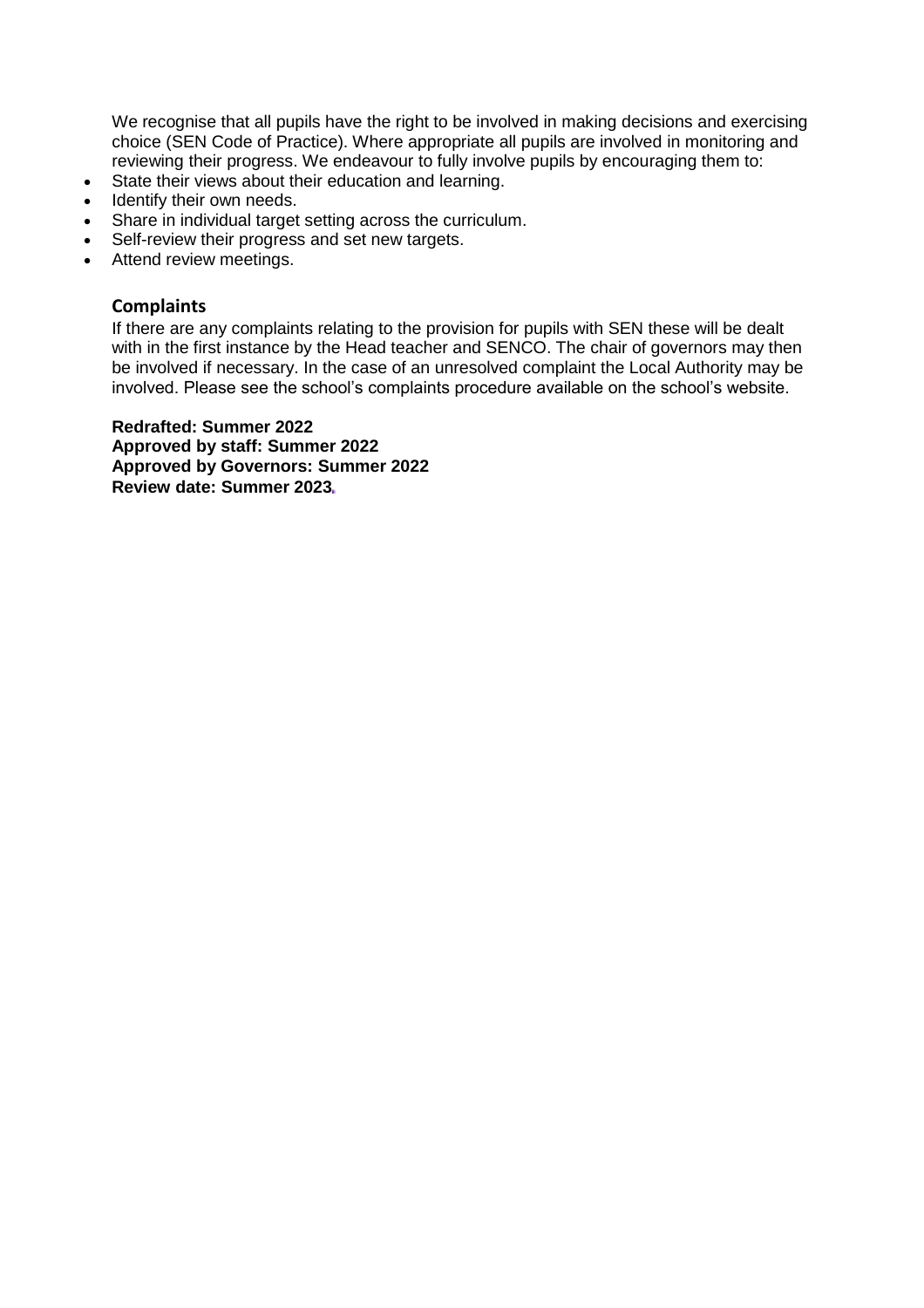We recognise that all pupils have the right to be involved in making decisions and exercising choice (SEN Code of Practice). Where appropriate all pupils are involved in monitoring and reviewing their progress. We endeavour to fully involve pupils by encouraging them to:

- State their views about their education and learning.
- Identify their own needs.
- Share in individual target setting across the curriculum.
- Self-review their progress and set new targets.
- Attend review meetings.

## Complaints

If there are any complaints relating to the provision for pupils with SEN these will be dealt with in the first instance by the Head teacher and SENCO. The chair of governors may then be involved if necessary. In the case of an unresolved complaint the Local Authority may be involved. Please see the school's complaints procedure available on the school's website.

**Redrafted: Summer 2022**
**Approved by staff: Summer 2022**
**Approved by Governors: Summer 2022**
**Review date: Summer 2023**